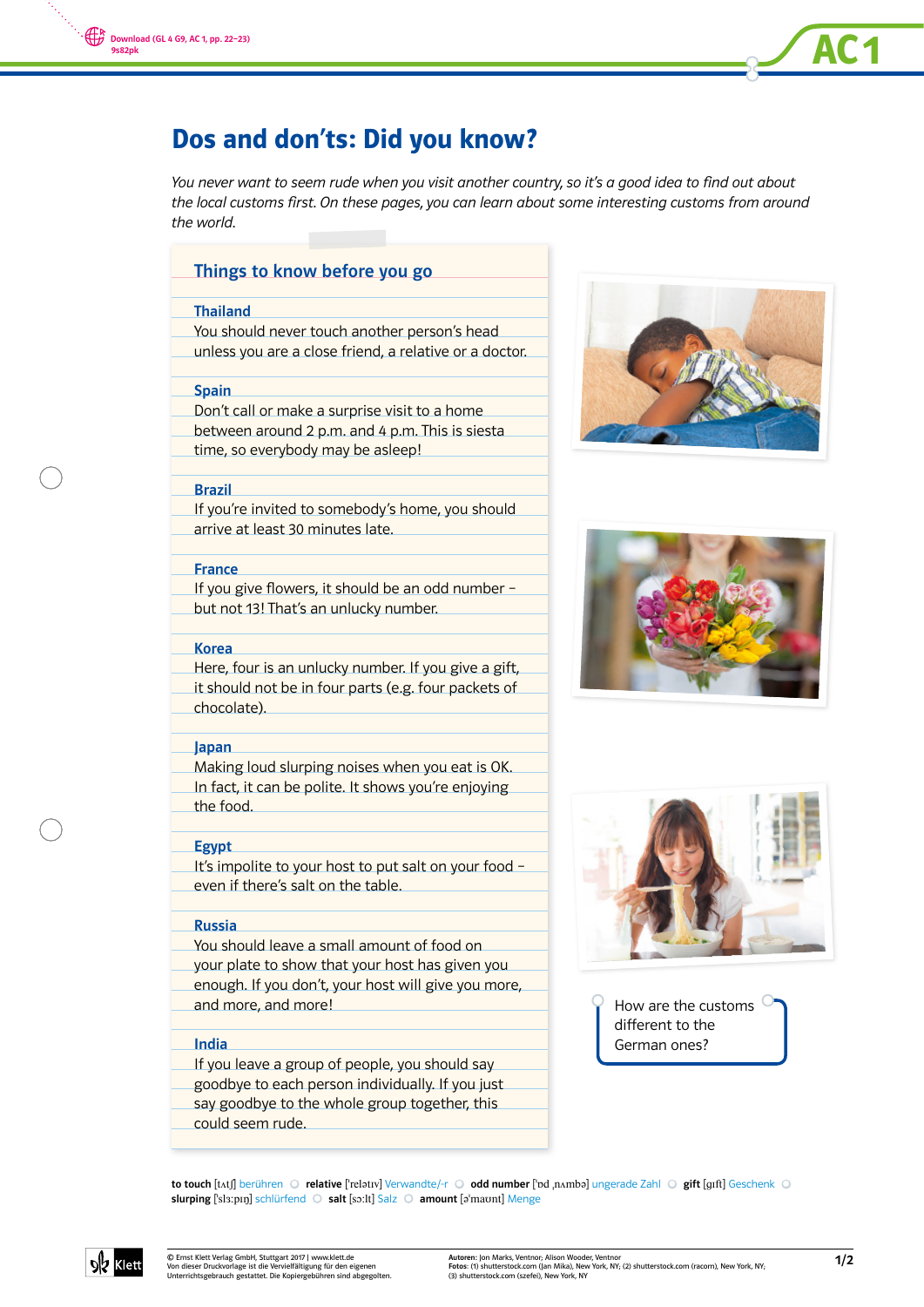# Dos and don'ts: Did you know?

*You never want to seem rude when you visit another country, so it's a good idea to find out about the local customs first. On these pages, you can learn about some interesting customs from around the world.*

## Things to know before you go

### Thailand
You should never touch another person's head unless you are a close friend, a relative or a doctor.

### Spain
Don't call or make a surprise visit to a home between around 2 p.m. and 4 p.m. This is siesta time, so everybody may be asleep!

### Brazil
If you're invited to somebody's home, you should arrive at least 30 minutes late.

### France
If you give flowers, it should be an odd number – but not 13! That's an unlucky number.

### Korea
Here, four is an unlucky number. If you give a gift, it should not be in four parts (e.g. four packets of chocolate).

### Japan
Making loud slurping noises when you eat is OK. In fact, it can be polite. It shows you're enjoying the food.

### Egypt
It's impolite to your host to put salt on your food – even if there's salt on the table.

### Russia
You should leave a small amount of food on your plate to show that your host has given you enough. If you don't, your host will give you more, and more, and more!

### India
If you leave a group of people, you should say goodbye to each person individually. If you just say goodbye to the whole group together, this could seem rude.

How are the customs different to the German ones?

**to touch** [tʌtʃ] berühren ○ **relative** ['relətɪv] Verwandte/-r ○ **odd number** ['ɒd ˌnʌmbə] ungerade Zahl ○ **gift** [gɪft] Geschenk ○ **slurping** ['slɜːpɪŋ] schlürfend ○ **salt** [sɔːlt] Salz ○ **amount** [ə'maʊnt] Menge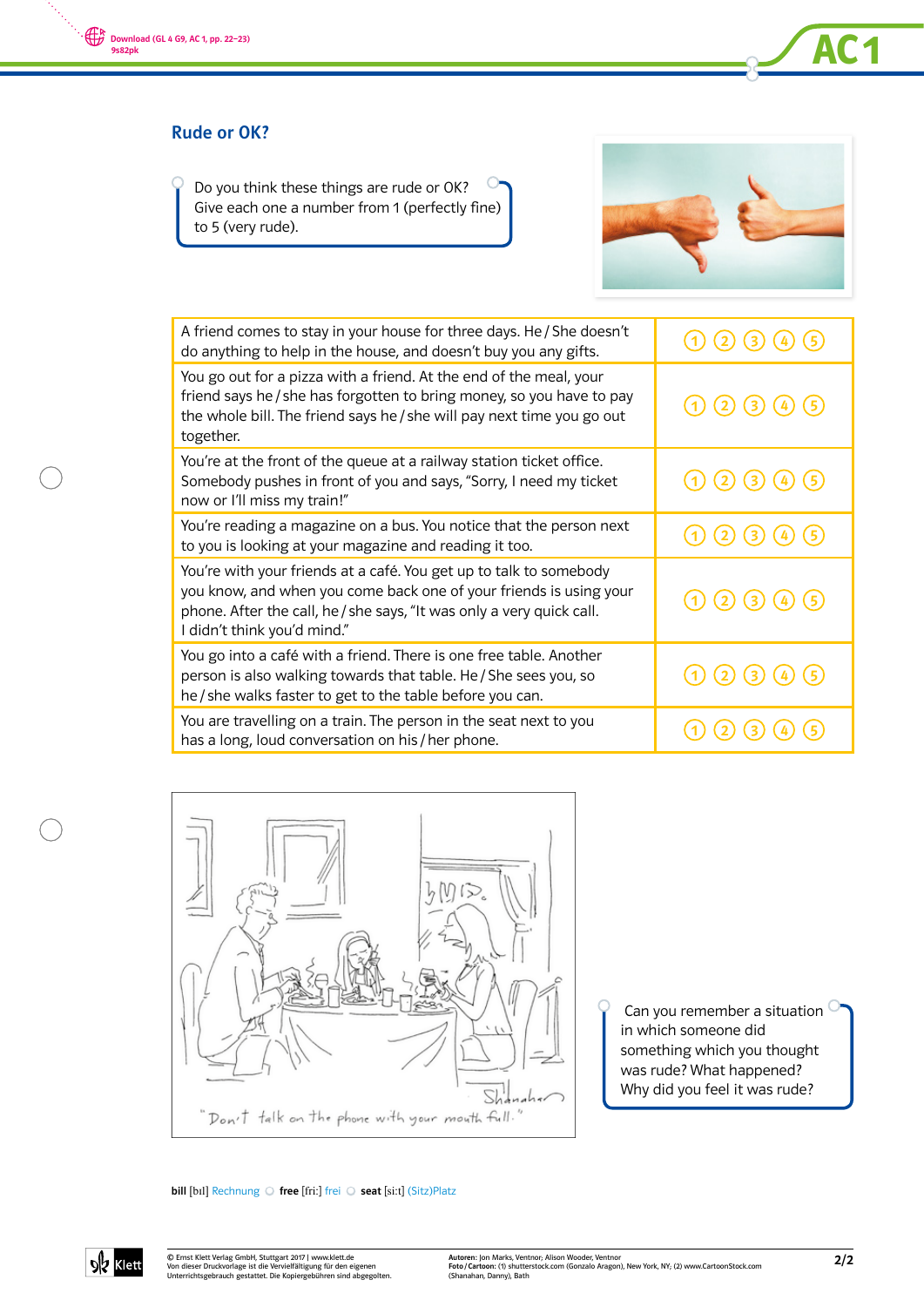## Rude or OK?

Do you think these things are rude or OK? Give each one a number from 1 (perfectly fine) to 5 (very rude).

| | |
|---|---|
| A friend comes to stay in your house for three days. He / She doesn't do anything to help in the house, and doesn't buy you any gifts. | ① ② ③ ④ ⑤ |
| You go out for a pizza with a friend. At the end of the meal, your friend says he / she has forgotten to bring money, so you have to pay the whole bill. The friend says he / she will pay next time you go out together. | ① ② ③ ④ ⑤ |
| You're at the front of the queue at a railway station ticket office. Somebody pushes in front of you and says, "Sorry, I need my ticket now or I'll miss my train!" | ① ② ③ ④ ⑤ |
| You're reading a magazine on a bus. You notice that the person next to you is looking at your magazine and reading it too. | ① ② ③ ④ ⑤ |
| You're with your friends at a café. You get up to talk to somebody you know, and when you come back one of your friends is using your phone. After the call, he / she says, "It was only a very quick call. I didn't think you'd mind." | ① ② ③ ④ ⑤ |
| You go into a café with a friend. There is one free table. Another person is also walking towards that table. He / She sees you, so he / she walks faster to get to the table before you can. | ① ② ③ ④ ⑤ |
| You are travelling on a train. The person in the seat next to you has a long, loud conversation on his / her phone. | ① ② ③ ④ ⑤ |

"Don't talk on the phone with your mouth full."

Can you remember a situation in which someone did something which you thought was rude? What happened? Why did you feel it was rude?

**bill** [bɪl] Rechnung ○ **free** [friː] frei ○ **seat** [siːt] (Sitz)Platz